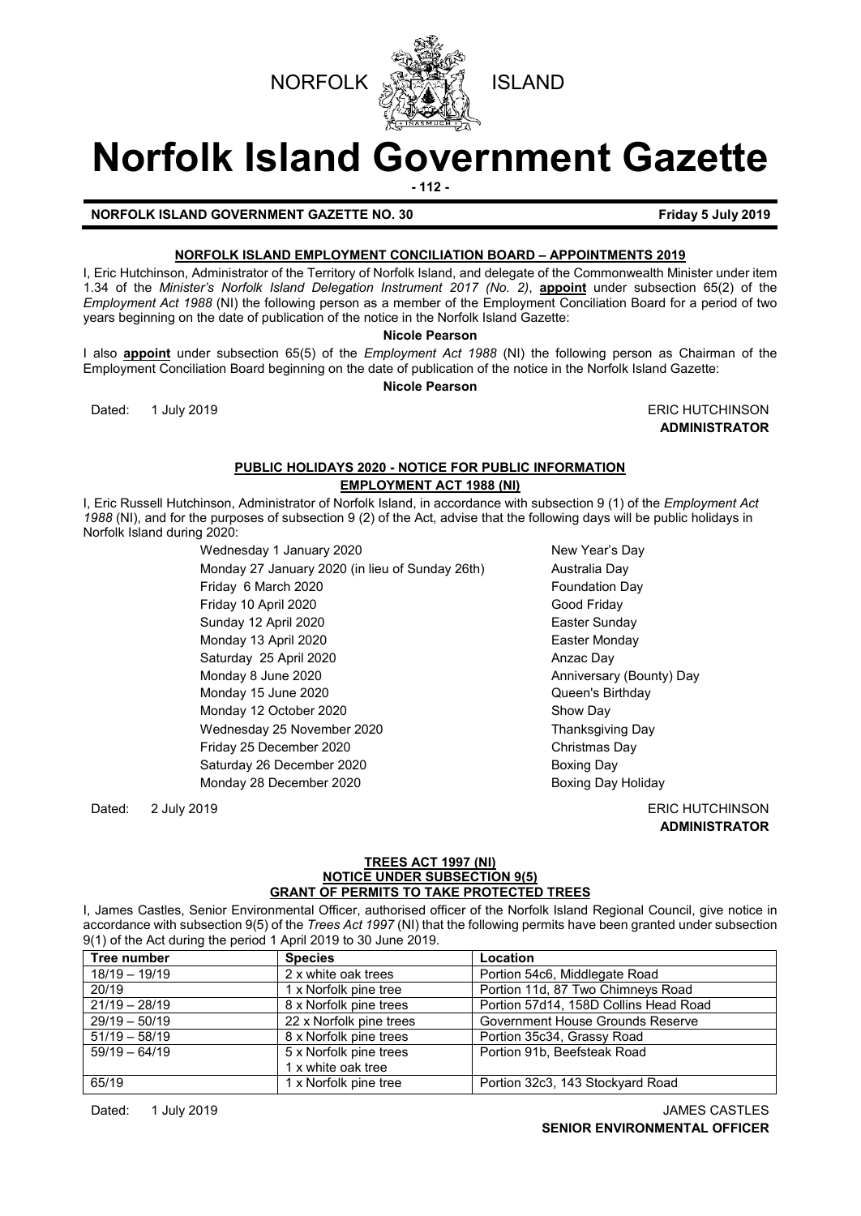NORFOLK ISLAND

# Norfolk Island Government Gazette

**NORFOLK ISLAND GOVERNMENT GAZETTE NO. 30** **Friday 5 July 2019**

## NORFOLK ISLAND EMPLOYMENT CONCILIATION BOARD – APPOINTMENTS 2019

I, Eric Hutchinson, Administrator of the Territory of Norfolk Island, and delegate of the Commonwealth Minister under item 1.34 of the *Minister's Norfolk Island Delegation Instrument 2017 (No. 2)*, **appoint** under subsection 65(2) of the *Employment Act 1988* (NI) the following person as a member of the Employment Conciliation Board for a period of two years beginning on the date of publication of the notice in the Norfolk Island Gazette:

**Nicole Pearson**

I also **appoint** under subsection 65(5) of the *Employment Act 1988* (NI) the following person as Chairman of the Employment Conciliation Board beginning on the date of publication of the notice in the Norfolk Island Gazette:

**Nicole Pearson**

Dated: 1 July 2019

ERIC HUTCHINSON
**ADMINISTRATOR**

## PUBLIC HOLIDAYS 2020 - NOTICE FOR PUBLIC INFORMATION
## EMPLOYMENT ACT 1988 (NI)

I, Eric Russell Hutchinson, Administrator of Norfolk Island, in accordance with subsection 9 (1) of the *Employment Act 1988* (NI), and for the purposes of subsection 9 (2) of the Act, advise that the following days will be public holidays in Norfolk Island during 2020:

| | |
|---|---|
| Wednesday 1 January 2020 | New Year's Day |
| Monday 27 January 2020 (in lieu of Sunday 26th) | Australia Day |
| Friday 6 March 2020 | Foundation Day |
| Friday 10 April 2020 | Good Friday |
| Sunday 12 April 2020 | Easter Sunday |
| Monday 13 April 2020 | Easter Monday |
| Saturday 25 April 2020 | Anzac Day |
| Monday 8 June 2020 | Anniversary (Bounty) Day |
| Monday 15 June 2020 | Queen's Birthday |
| Monday 12 October 2020 | Show Day |
| Wednesday 25 November 2020 | Thanksgiving Day |
| Friday 25 December 2020 | Christmas Day |
| Saturday 26 December 2020 | Boxing Day |
| Monday 28 December 2020 | Boxing Day Holiday |

Dated: 2 July 2019

ERIC HUTCHINSON
**ADMINISTRATOR**

## TREES ACT 1997 (NI)
## NOTICE UNDER SUBSECTION 9(5)
## GRANT OF PERMITS TO TAKE PROTECTED TREES

I, James Castles, Senior Environmental Officer, authorised officer of the Norfolk Island Regional Council, give notice in accordance with subsection 9(5) of the *Trees Act 1997* (NI) that the following permits have been granted under subsection 9(1) of the Act during the period 1 April 2019 to 30 June 2019.

| Tree number | Species | Location |
|---|---|---|
| 18/19 – 19/19 | 2 x white oak trees | Portion 54c6, Middlegate Road |
| 20/19 | 1 x Norfolk pine tree | Portion 11d, 87 Two Chimneys Road |
| 21/19 – 28/19 | 8 x Norfolk pine trees | Portion 57d14, 158D Collins Head Road |
| 29/19 – 50/19 | 22 x Norfolk pine trees | Government House Grounds Reserve |
| 51/19 – 58/19 | 8 x Norfolk pine trees | Portion 35c34, Grassy Road |
| 59/19 – 64/19 | 5 x Norfolk pine trees<br>1 x white oak tree | Portion 91b, Beefsteak Road |
| 65/19 | 1 x Norfolk pine tree | Portion 32c3, 143 Stockyard Road |

Dated: 1 July 2019

JAMES CASTLES
**SENIOR ENVIRONMENTAL OFFICER**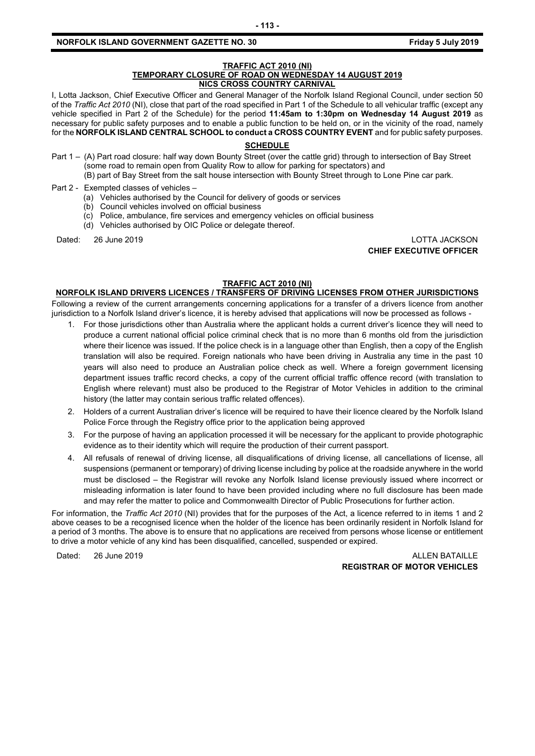## TRAFFIC ACT 2010 (NI)
## TEMPORARY CLOSURE OF ROAD ON WEDNESDAY 14 AUGUST 2019
## NICS CROSS COUNTRY CARNIVAL

I, Lotta Jackson, Chief Executive Officer and General Manager of the Norfolk Island Regional Council, under section 50 of the *Traffic Act 2010* (NI), close that part of the road specified in Part 1 of the Schedule to all vehicular traffic (except any vehicle specified in Part 2 of the Schedule) for the period **11:45am to 1:30pm on Wednesday 14 August 2019** as necessary for public safety purposes and to enable a public function to be held on, or in the vicinity of the road, namely for the **NORFOLK ISLAND CENTRAL SCHOOL to conduct a CROSS COUNTRY EVENT** and for public safety purposes.

### SCHEDULE

Part 1 – (A) Part road closure: half way down Bounty Street (over the cattle grid) through to intersection of Bay Street (some road to remain open from Quality Row to allow for parking for spectators) and
(B) part of Bay Street from the salt house intersection with Bounty Street through to Lone Pine car park.

Part 2 - Exempted classes of vehicles –

(a) Vehicles authorised by the Council for delivery of goods or services
(b) Council vehicles involved on official business
(c) Police, ambulance, fire services and emergency vehicles on official business
(d) Vehicles authorised by OIC Police or delegate thereof.

Dated: 26 June 2019

LOTTA JACKSON
**CHIEF EXECUTIVE OFFICER**

## TRAFFIC ACT 2010 (NI)
## NORFOLK ISLAND DRIVERS LICENCES / TRANSFERS OF DRIVING LICENSES FROM OTHER JURISDICTIONS

Following a review of the current arrangements concerning applications for a transfer of a drivers licence from another jurisdiction to a Norfolk Island driver's licence, it is hereby advised that applications will now be processed as follows -

1. For those jurisdictions other than Australia where the applicant holds a current driver's licence they will need to produce a current national official police criminal check that is no more than 6 months old from the jurisdiction where their licence was issued. If the police check is in a language other than English, then a copy of the English translation will also be required. Foreign nationals who have been driving in Australia any time in the past 10 years will also need to produce an Australian police check as well. Where a foreign government licensing department issues traffic record checks, a copy of the current official traffic offence record (with translation to English where relevant) must also be produced to the Registrar of Motor Vehicles in addition to the criminal history (the latter may contain serious traffic related offences).
2. Holders of a current Australian driver's licence will be required to have their licence cleared by the Norfolk Island Police Force through the Registry office prior to the application being approved
3. For the purpose of having an application processed it will be necessary for the applicant to provide photographic evidence as to their identity which will require the production of their current passport.
4. All refusals of renewal of driving license, all disqualifications of driving license, all cancellations of license, all suspensions (permanent or temporary) of driving license including by police at the roadside anywhere in the world must be disclosed – the Registrar will revoke any Norfolk Island license previously issued where incorrect or misleading information is later found to have been provided including where no full disclosure has been made and may refer the matter to police and Commonwealth Director of Public Prosecutions for further action.

For information, the *Traffic Act 2010* (NI) provides that for the purposes of the Act, a licence referred to in items 1 and 2 above ceases to be a recognised licence when the holder of the licence has been ordinarily resident in Norfolk Island for a period of 3 months. The above is to ensure that no applications are received from persons whose license or entitlement to drive a motor vehicle of any kind has been disqualified, cancelled, suspended or expired.

Dated: 26 June 2019

ALLEN BATAILLE
**REGISTRAR OF MOTOR VEHICLES**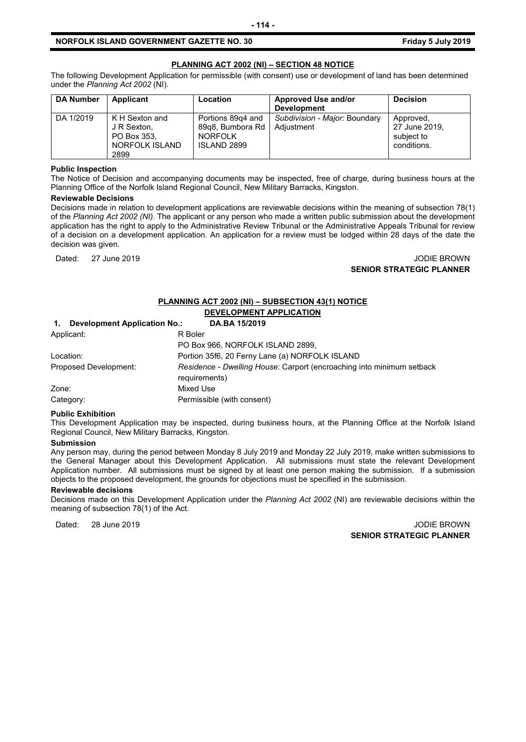## PLANNING ACT 2002 (NI) – SECTION 48 NOTICE

The following Development Application for permissible (with consent) use or development of land has been determined under the *Planning Act 2002* (NI).

| DA Number | Applicant | Location | Approved Use and/or Development | Decision |
|---|---|---|---|---|
| DA 1/2019 | K H Sexton and J R Sexton, PO Box 353, NORFOLK ISLAND 2899 | Portions 89q4 and 89q8, Bumbora Rd NORFOLK ISLAND 2899 | *Subdivision - Major:* Boundary Adjustment | Approved, 27 June 2019, subject to conditions. |

**Public Inspection**

The Notice of Decision and accompanying documents may be inspected, free of charge, during business hours at the Planning Office of the Norfolk Island Regional Council, New Military Barracks, Kingston.

**Reviewable Decisions**

Decisions made in relation to development applications are reviewable decisions within the meaning of subsection 78(1) of the *Planning Act 2002 (NI).* The applicant or any person who made a written public submission about the development application has the right to apply to the Administrative Review Tribunal or the Administrative Appeals Tribunal for review of a decision on a development application. An application for a review must be lodged within 28 days of the date the decision was given.

Dated: 27 June 2019

JODIE BROWN
**SENIOR STRATEGIC PLANNER**

## PLANNING ACT 2002 (NI) – SUBSECTION 43(1) NOTICE

### DEVELOPMENT APPLICATION

**1. Development Application No.: DA.BA 15/2019**

Applicant: R Boler
PO Box 966, NORFOLK ISLAND 2899,

Location: Portion 35f6, 20 Ferny Lane (a) NORFOLK ISLAND

Proposed Development: *Residence - Dwelling House*: Carport (encroaching into minimum setback requirements)

Zone: Mixed Use

Category: Permissible (with consent)

**Public Exhibition**

This Development Application may be inspected, during business hours, at the Planning Office at the Norfolk Island Regional Council, New Military Barracks, Kingston.

**Submission**

Any person may, during the period between Monday 8 July 2019 and Monday 22 July 2019, make written submissions to the General Manager about this Development Application. All submissions must state the relevant Development Application number. All submissions must be signed by at least one person making the submission. If a submission objects to the proposed development, the grounds for objections must be specified in the submission.

**Reviewable decisions**

Decisions made on this Development Application under the *Planning Act 2002* (NI) are reviewable decisions within the meaning of subsection 78(1) of the Act.

Dated: 28 June 2019

JODIE BROWN
**SENIOR STRATEGIC PLANNER**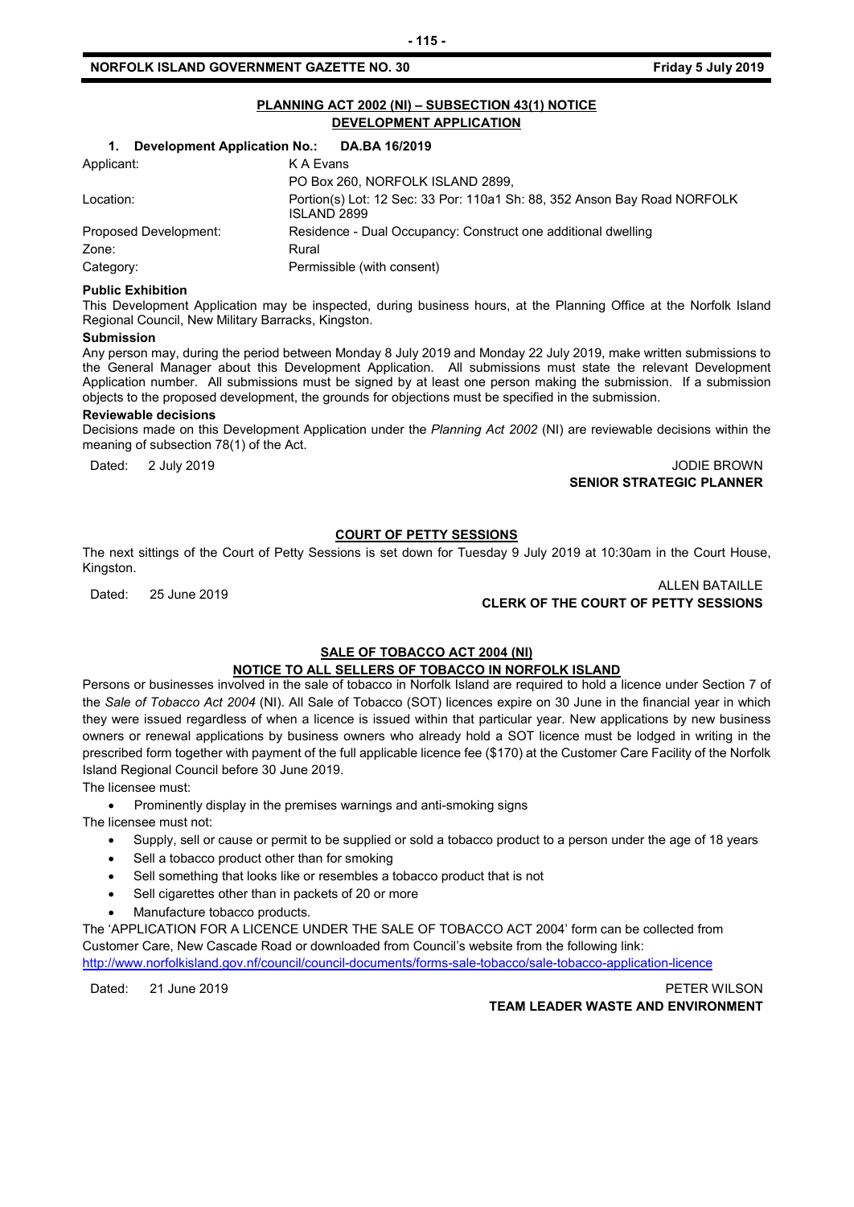## PLANNING ACT 2002 (NI) – SUBSECTION 43(1) NOTICE
## DEVELOPMENT APPLICATION

**1. Development Application No.: DA.BA 16/2019**

| | |
|---|---|
| Applicant: | K A Evans<br>PO Box 260, NORFOLK ISLAND 2899, |
| Location: | Portion(s) Lot: 12 Sec: 33 Por: 110a1 Sh: 88, 352 Anson Bay Road NORFOLK ISLAND 2899 |
| Proposed Development: | Residence - Dual Occupancy: Construct one additional dwelling |
| Zone: | Rural |
| Category: | Permissible (with consent) |

**Public Exhibition**

This Development Application may be inspected, during business hours, at the Planning Office at the Norfolk Island Regional Council, New Military Barracks, Kingston.

**Submission**

Any person may, during the period between Monday 8 July 2019 and Monday 22 July 2019, make written submissions to the General Manager about this Development Application. All submissions must state the relevant Development Application number. All submissions must be signed by at least one person making the submission. If a submission objects to the proposed development, the grounds for objections must be specified in the submission.

**Reviewable decisions**

Decisions made on this Development Application under the *Planning Act 2002* (NI) are reviewable decisions within the meaning of subsection 78(1) of the Act.

Dated: 2 July 2019

JODIE BROWN
**SENIOR STRATEGIC PLANNER**

## COURT OF PETTY SESSIONS

The next sittings of the Court of Petty Sessions is set down for Tuesday 9 July 2019 at 10:30am in the Court House, Kingston.

Dated: 25 June 2019

ALLEN BATAILLE
**CLERK OF THE COURT OF PETTY SESSIONS**

## SALE OF TOBACCO ACT 2004 (NI)
## NOTICE TO ALL SELLERS OF TOBACCO IN NORFOLK ISLAND

Persons or businesses involved in the sale of tobacco in Norfolk Island are required to hold a licence under Section 7 of the *Sale of Tobacco Act 2004* (NI). All Sale of Tobacco (SOT) licences expire on 30 June in the financial year in which they were issued regardless of when a licence is issued within that particular year. New applications by new business owners or renewal applications by business owners who already hold a SOT licence must be lodged in writing in the prescribed form together with payment of the full applicable licence fee ($170) at the Customer Care Facility of the Norfolk Island Regional Council before 30 June 2019.

The licensee must:

- Prominently display in the premises warnings and anti-smoking signs

The licensee must not:

- Supply, sell or cause or permit to be supplied or sold a tobacco product to a person under the age of 18 years
- Sell a tobacco product other than for smoking
- Sell something that looks like or resembles a tobacco product that is not
- Sell cigarettes other than in packets of 20 or more
- Manufacture tobacco products.

The 'APPLICATION FOR A LICENCE UNDER THE SALE OF TOBACCO ACT 2004' form can be collected from Customer Care, New Cascade Road or downloaded from Council's website from the following link:
http://www.norfolkisland.gov.nf/council/council-documents/forms-sale-tobacco/sale-tobacco-application-licence

Dated: 21 June 2019

PETER WILSON
**TEAM LEADER WASTE AND ENVIRONMENT**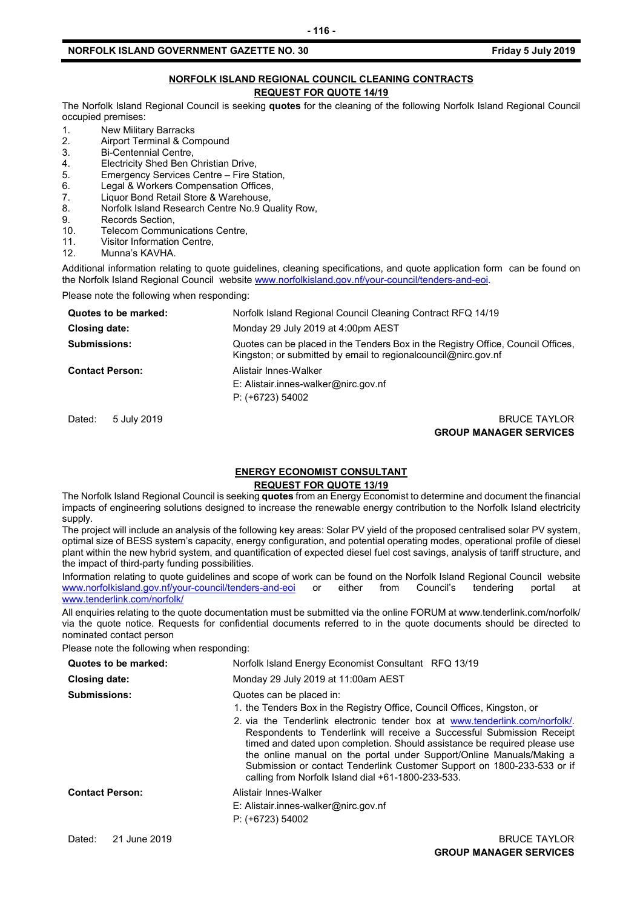## NORFOLK ISLAND REGIONAL COUNCIL CLEANING CONTRACTS

### REQUEST FOR QUOTE 14/19

The Norfolk Island Regional Council is seeking **quotes** for the cleaning of the following Norfolk Island Regional Council occupied premises:

1. New Military Barracks
2. Airport Terminal & Compound
3. Bi-Centennial Centre,
4. Electricity Shed Ben Christian Drive,
5. Emergency Services Centre – Fire Station,
6. Legal & Workers Compensation Offices,
7. Liquor Bond Retail Store & Warehouse,
8. Norfolk Island Research Centre No.9 Quality Row,
9. Records Section,
10. Telecom Communications Centre,
11. Visitor Information Centre,
12. Munna's KAVHA.

Additional information relating to quote guidelines, cleaning specifications, and quote application form can be found on the Norfolk Island Regional Council website www.norfolkisland.gov.nf/your-council/tenders-and-eoi.

Please note the following when responding:

| | |
|---|---|
| **Quotes to be marked:** | Norfolk Island Regional Council Cleaning Contract RFQ 14/19 |
| **Closing date:** | Monday 29 July 2019 at 4:00pm AEST |
| **Submissions:** | Quotes can be placed in the Tenders Box in the Registry Office, Council Offices, Kingston; or submitted by email to regionalcouncil@nirc.gov.nf |
| **Contact Person:** | Alistair Innes-Walker<br>E: Alistair.innes-walker@nirc.gov.nf<br>P: (+6723) 54002 |

Dated: 5 July 2019

BRUCE TAYLOR
**GROUP MANAGER SERVICES**

## ENERGY ECONOMIST CONSULTANT

### REQUEST FOR QUOTE 13/19

The Norfolk Island Regional Council is seeking **quotes** from an Energy Economist to determine and document the financial impacts of engineering solutions designed to increase the renewable energy contribution to the Norfolk Island electricity supply.

The project will include an analysis of the following key areas: Solar PV yield of the proposed centralised solar PV system, optimal size of BESS system's capacity, energy configuration, and potential operating modes, operational profile of diesel plant within the new hybrid system, and quantification of expected diesel fuel cost savings, analysis of tariff structure, and the impact of third-party funding possibilities.

Information relating to quote guidelines and scope of work can be found on the Norfolk Island Regional Council website www.norfolkisland.gov.nf/your-council/tenders-and-eoi or either from Council's tendering portal at www.tenderlink.com/norfolk/

All enquiries relating to the quote documentation must be submitted via the online FORUM at www.tenderlink.com/norfolk/ via the quote notice. Requests for confidential documents referred to in the quote documents should be directed to nominated contact person

Please note the following when responding:

| | |
|---|---|
| **Quotes to be marked:** | Norfolk Island Energy Economist Consultant RFQ 13/19 |
| **Closing date:** | Monday 29 July 2019 at 11:00am AEST |
| **Submissions:** | Quotes can be placed in:<br>1. the Tenders Box in the Registry Office, Council Offices, Kingston, or<br>2. via the Tenderlink electronic tender box at www.tenderlink.com/norfolk/. Respondents to Tenderlink will receive a Successful Submission Receipt timed and dated upon completion. Should assistance be required please use the online manual on the portal under Support/Online Manuals/Making a Submission or contact Tenderlink Customer Support on 1800-233-533 or if calling from Norfolk Island dial +61-1800-233-533. |
| **Contact Person:** | Alistair Innes-Walker<br>E: Alistair.innes-walker@nirc.gov.nf<br>P: (+6723) 54002 |

Dated: 21 June 2019

BRUCE TAYLOR
**GROUP MANAGER SERVICES**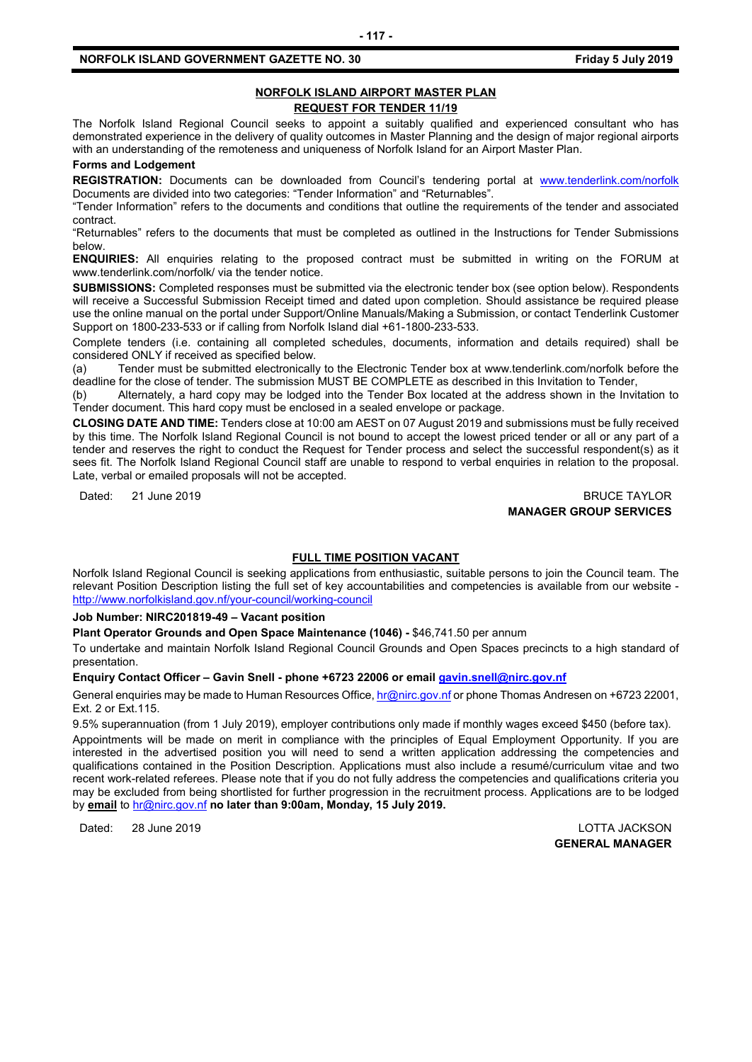## NORFOLK ISLAND AIRPORT MASTER PLAN

## REQUEST FOR TENDER 11/19

The Norfolk Island Regional Council seeks to appoint a suitably qualified and experienced consultant who has demonstrated experience in the delivery of quality outcomes in Master Planning and the design of major regional airports with an understanding of the remoteness and uniqueness of Norfolk Island for an Airport Master Plan.

**Forms and Lodgement**

**REGISTRATION:** Documents can be downloaded from Council's tendering portal at www.tenderlink.com/norfolk Documents are divided into two categories: "Tender Information" and "Returnables".

"Tender Information" refers to the documents and conditions that outline the requirements of the tender and associated contract.

"Returnables" refers to the documents that must be completed as outlined in the Instructions for Tender Submissions below.

**ENQUIRIES:** All enquiries relating to the proposed contract must be submitted in writing on the FORUM at www.tenderlink.com/norfolk/ via the tender notice.

**SUBMISSIONS:** Completed responses must be submitted via the electronic tender box (see option below). Respondents will receive a Successful Submission Receipt timed and dated upon completion. Should assistance be required please use the online manual on the portal under Support/Online Manuals/Making a Submission, or contact Tenderlink Customer Support on 1800-233-533 or if calling from Norfolk Island dial +61-1800-233-533.

Complete tenders (i.e. containing all completed schedules, documents, information and details required) shall be considered ONLY if received as specified below.

(a) Tender must be submitted electronically to the Electronic Tender box at www.tenderlink.com/norfolk before the deadline for the close of tender. The submission MUST BE COMPLETE as described in this Invitation to Tender,

(b) Alternately, a hard copy may be lodged into the Tender Box located at the address shown in the Invitation to Tender document. This hard copy must be enclosed in a sealed envelope or package.

**CLOSING DATE AND TIME:** Tenders close at 10:00 am AEST on 07 August 2019 and submissions must be fully received by this time. The Norfolk Island Regional Council is not bound to accept the lowest priced tender or all or any part of a tender and reserves the right to conduct the Request for Tender process and select the successful respondent(s) as it sees fit. The Norfolk Island Regional Council staff are unable to respond to verbal enquiries in relation to the proposal. Late, verbal or emailed proposals will not be accepted.

Dated: 21 June 2019

BRUCE TAYLOR
**MANAGER GROUP SERVICES**

## FULL TIME POSITION VACANT

Norfolk Island Regional Council is seeking applications from enthusiastic, suitable persons to join the Council team. The relevant Position Description listing the full set of key accountabilities and competencies is available from our website - http://www.norfolkisland.gov.nf/your-council/working-council

**Job Number: NIRC201819-49 – Vacant position**

**Plant Operator Grounds and Open Space Maintenance (1046) -** $46,741.50 per annum

To undertake and maintain Norfolk Island Regional Council Grounds and Open Spaces precincts to a high standard of presentation.

**Enquiry Contact Officer – Gavin Snell - phone +6723 22006 or email gavin.snell@nirc.gov.nf**

General enquiries may be made to Human Resources Office, hr@nirc.gov.nf or phone Thomas Andresen on +6723 22001, Ext. 2 or Ext.115.

9.5% superannuation (from 1 July 2019), employer contributions only made if monthly wages exceed $450 (before tax).

Appointments will be made on merit in compliance with the principles of Equal Employment Opportunity. If you are interested in the advertised position you will need to send a written application addressing the competencies and qualifications contained in the Position Description. Applications must also include a resumé/curriculum vitae and two recent work-related referees. Please note that if you do not fully address the competencies and qualifications criteria you may be excluded from being shortlisted for further progression in the recruitment process. Applications are to be lodged by **email** to hr@nirc.gov.nf **no later than 9:00am, Monday, 15 July 2019.**

Dated: 28 June 2019

LOTTA JACKSON
**GENERAL MANAGER**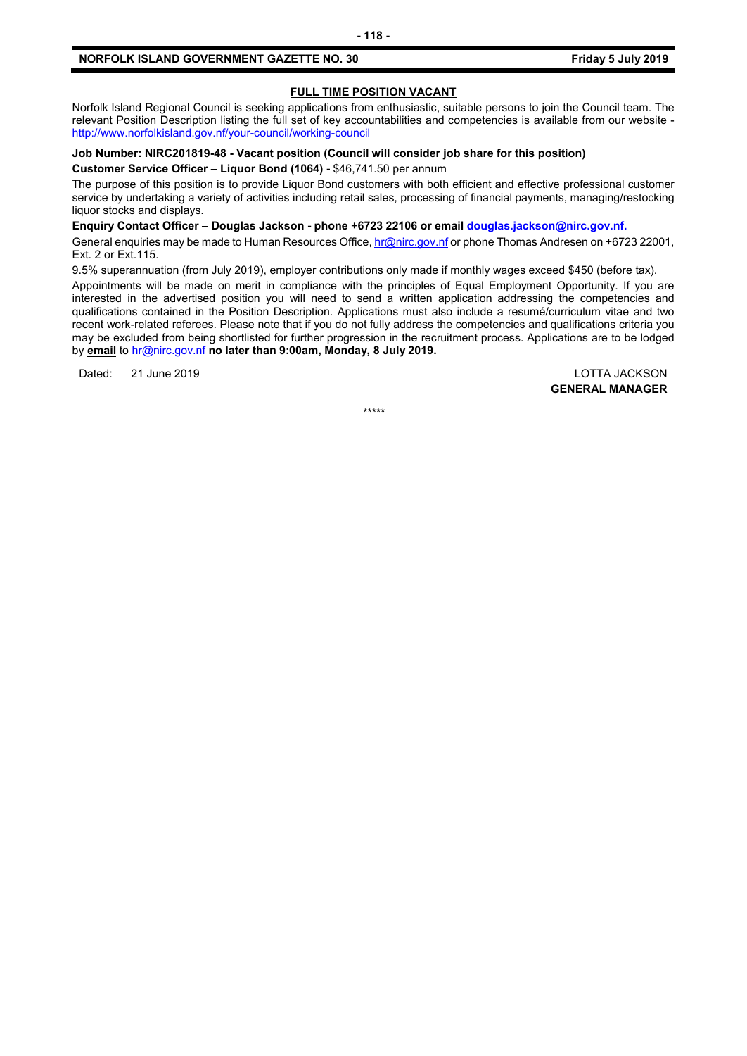## FULL TIME POSITION VACANT

Norfolk Island Regional Council is seeking applications from enthusiastic, suitable persons to join the Council team. The relevant Position Description listing the full set of key accountabilities and competencies is available from our website - http://www.norfolkisland.gov.nf/your-council/working-council

**Job Number: NIRC201819-48 - Vacant position (Council will consider job share for this position)**

**Customer Service Officer – Liquor Bond (1064) -** $46,741.50 per annum

The purpose of this position is to provide Liquor Bond customers with both efficient and effective professional customer service by undertaking a variety of activities including retail sales, processing of financial payments, managing/restocking liquor stocks and displays.

**Enquiry Contact Officer – Douglas Jackson - phone +6723 22106 or email douglas.jackson@nirc.gov.nf.**

General enquiries may be made to Human Resources Office, hr@nirc.gov.nf or phone Thomas Andresen on +6723 22001, Ext. 2 or Ext.115.

9.5% superannuation (from July 2019), employer contributions only made if monthly wages exceed $450 (before tax).

Appointments will be made on merit in compliance with the principles of Equal Employment Opportunity. If you are interested in the advertised position you will need to send a written application addressing the competencies and qualifications contained in the Position Description. Applications must also include a resumé/curriculum vitae and two recent work-related referees. Please note that if you do not fully address the competencies and qualifications criteria you may be excluded from being shortlisted for further progression in the recruitment process. Applications are to be lodged by **email** to hr@nirc.gov.nf **no later than 9:00am, Monday, 8 July 2019.**

Dated: 21 June 2019

LOTTA JACKSON
**GENERAL MANAGER**

*****